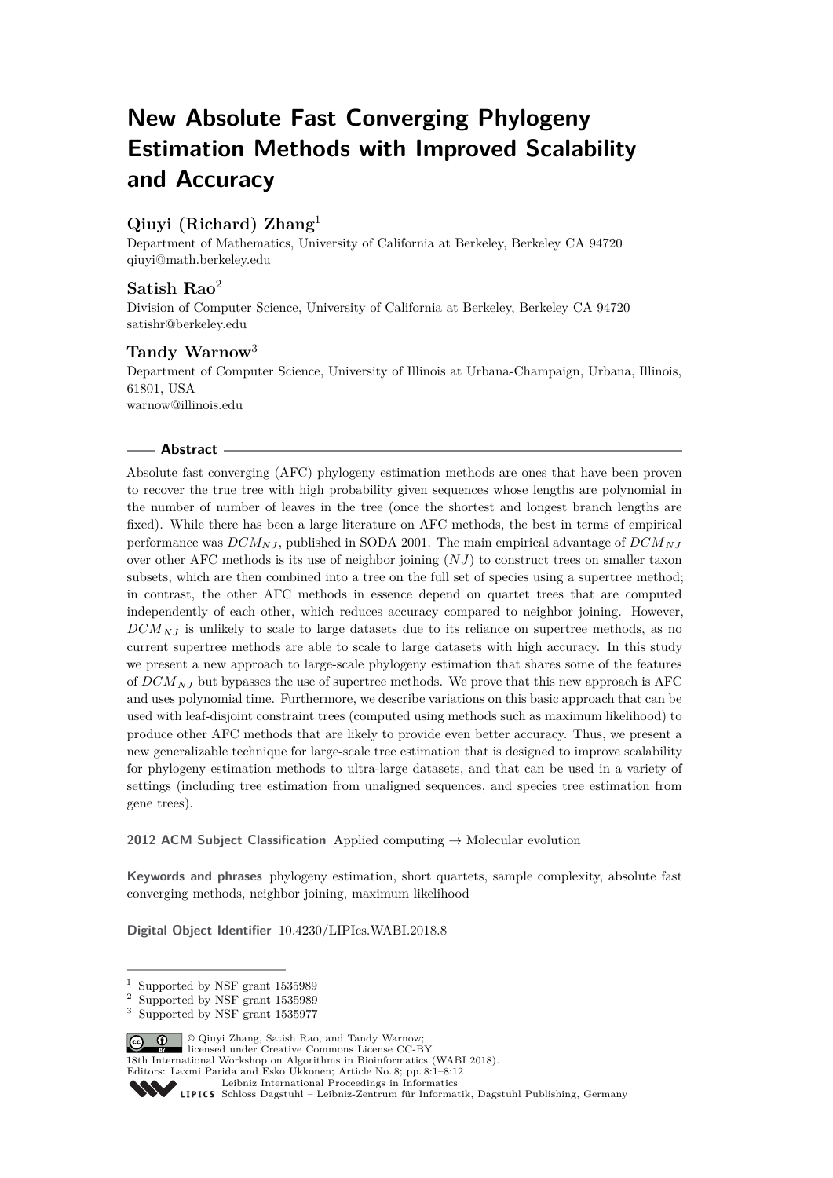# New Absolute Fast Converging Phylogeny Estimation Methods with Improved Scalability and Accuracy

## Qiuyi (Richard) Zhang[1]

Department of Mathematics, University of California at Berkeley, Berkeley CA 94720
qiuyi@math.berkeley.edu

## Satish Rao[2]

Division of Computer Science, University of California at Berkeley, Berkeley CA 94720
satishr@berkeley.edu

## Tandy Warnow[3]

Department of Computer Science, University of Illinois at Urbana-Champaign, Urbana, Illinois, 61801, USA
warnow@illinois.edu

## Abstract

Absolute fast converging (AFC) phylogeny estimation methods are ones that have been proven to recover the true tree with high probability given sequences whose lengths are polynomial in the number of number of leaves in the tree (once the shortest and longest branch lengths are fixed). While there has been a large literature on AFC methods, the best in terms of empirical performance was $DCM_{NJ}$, published in SODA 2001. The main empirical advantage of $DCM_{NJ}$ over other AFC methods is its use of neighbor joining ($NJ$) to construct trees on smaller taxon subsets, which are then combined into a tree on the full set of species using a supertree method; in contrast, the other AFC methods in essence depend on quartet trees that are computed independently of each other, which reduces accuracy compared to neighbor joining. However, $DCM_{NJ}$ is unlikely to scale to large datasets due to its reliance on supertree methods, as no current supertree methods are able to scale to large datasets with high accuracy. In this study we present a new approach to large-scale phylogeny estimation that shares some of the features of $DCM_{NJ}$ but bypasses the use of supertree methods. We prove that this new approach is AFC and uses polynomial time. Furthermore, we describe variations on this basic approach that can be used with leaf-disjoint constraint trees (computed using methods such as maximum likelihood) to produce other AFC methods that are likely to provide even better accuracy. Thus, we present a new generalizable technique for large-scale tree estimation that is designed to improve scalability for phylogeny estimation methods to ultra-large datasets, and that can be used in a variety of settings (including tree estimation from unaligned sequences, and species tree estimation from gene trees).

**2012 ACM Subject Classification** Applied computing → Molecular evolution

**Keywords and phrases** phylogeny estimation, short quartets, sample complexity, absolute fast converging methods, neighbor joining, maximum likelihood

**Digital Object Identifier** 10.4230/LIPIcs.WABI.2018.8

[1] Supported by NSF grant 1535989
[2] Supported by NSF grant 1535989
[3] Supported by NSF grant 1535977

© Qiuyi Zhang, Satish Rao, and Tandy Warnow;
licensed under Creative Commons License CC-BY
18th International Workshop on Algorithms in Bioinformatics (WABI 2018).
Editors: Laxmi Parida and Esko Ukkonen; Article No. 8; pp. 8:1–8:12
Leibniz International Proceedings in Informatics
LIPICS Schloss Dagstuhl – Leibniz-Zentrum für Informatik, Dagstuhl Publishing, Germany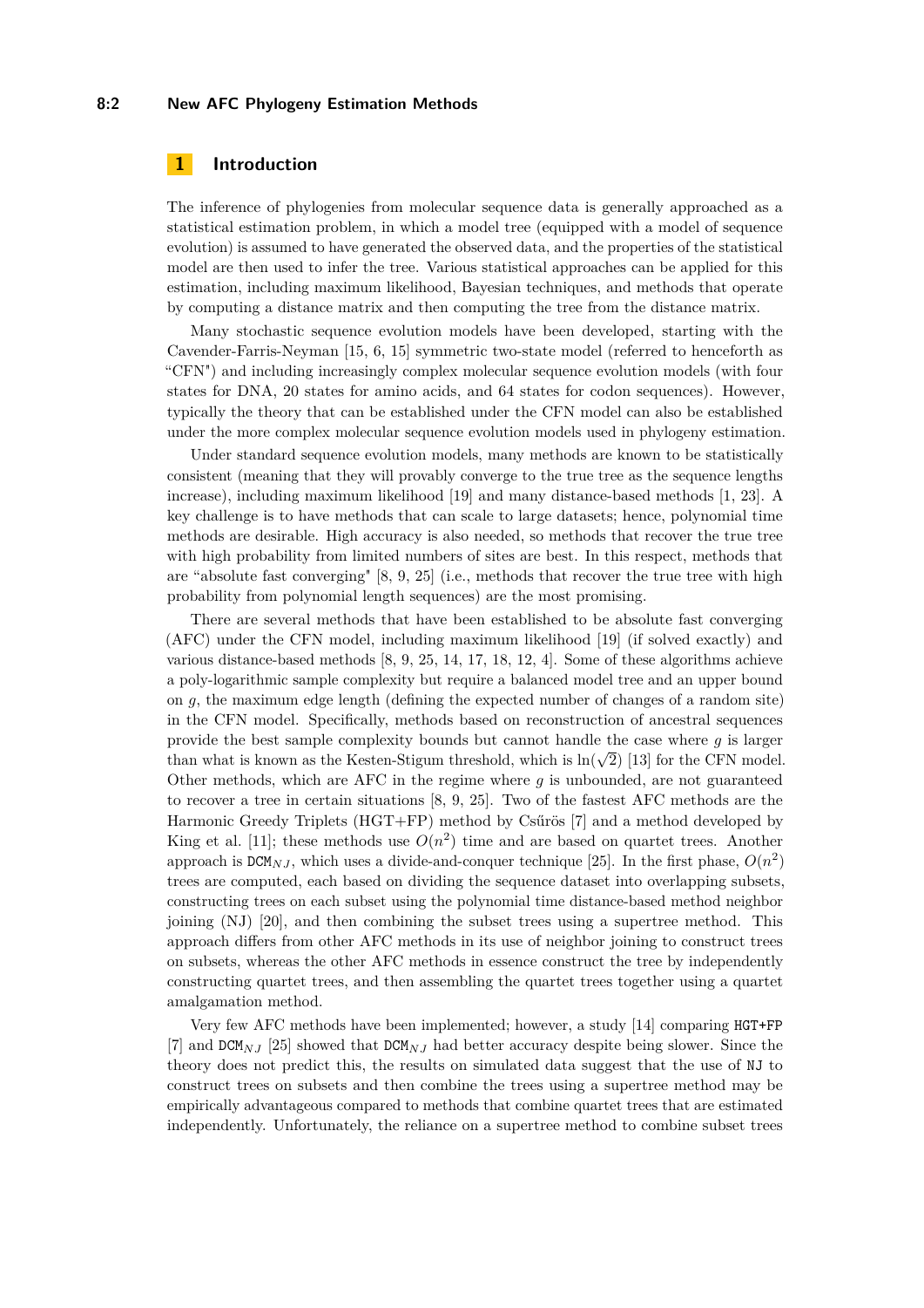## 1 Introduction

The inference of phylogenies from molecular sequence data is generally approached as a statistical estimation problem, in which a model tree (equipped with a model of sequence evolution) is assumed to have generated the observed data, and the properties of the statistical model are then used to infer the tree. Various statistical approaches can be applied for this estimation, including maximum likelihood, Bayesian techniques, and methods that operate by computing a distance matrix and then computing the tree from the distance matrix.

Many stochastic sequence evolution models have been developed, starting with the Cavender-Farris-Neyman [15, 6, 15] symmetric two-state model (referred to henceforth as "CFN") and including increasingly complex molecular sequence evolution models (with four states for DNA, 20 states for amino acids, and 64 states for codon sequences). However, typically the theory that can be established under the CFN model can also be established under the more complex molecular sequence evolution models used in phylogeny estimation.

Under standard sequence evolution models, many methods are known to be statistically consistent (meaning that they will provably converge to the true tree as the sequence lengths increase), including maximum likelihood [19] and many distance-based methods [1, 23]. A key challenge is to have methods that can scale to large datasets; hence, polynomial time methods are desirable. High accuracy is also needed, so methods that recover the true tree with high probability from limited numbers of sites are best. In this respect, methods that are "absolute fast converging" [8, 9, 25] (i.e., methods that recover the true tree with high probability from polynomial length sequences) are the most promising.

There are several methods that have been established to be absolute fast converging (AFC) under the CFN model, including maximum likelihood [19] (if solved exactly) and various distance-based methods [8, 9, 25, 14, 17, 18, 12, 4]. Some of these algorithms achieve a poly-logarithmic sample complexity but require a balanced model tree and an upper bound on $g$, the maximum edge length (defining the expected number of changes of a random site) in the CFN model. Specifically, methods based on reconstruction of ancestral sequences provide the best sample complexity bounds but cannot handle the case where $g$ is larger than what is known as the Kesten-Stigum threshold, which is $\ln(\sqrt{2})$ [13] for the CFN model. Other methods, which are AFC in the regime where $g$ is unbounded, are not guaranteed to recover a tree in certain situations [8, 9, 25]. Two of the fastest AFC methods are the Harmonic Greedy Triplets (HGT+FP) method by Csűrös [7] and a method developed by King et al. [11]; these methods use $O(n^2)$ time and are based on quartet trees. Another approach is DCM$_{NJ}$, which uses a divide-and-conquer technique [25]. In the first phase, $O(n^2)$ trees are computed, each based on dividing the sequence dataset into overlapping subsets, constructing trees on each subset using the polynomial time distance-based method neighbor joining (NJ) [20], and then combining the subset trees using a supertree method. This approach differs from other AFC methods in its use of neighbor joining to construct trees on subsets, whereas the other AFC methods in essence construct the tree by independently constructing quartet trees, and then assembling the quartet trees together using a quartet amalgamation method.

Very few AFC methods have been implemented; however, a study [14] comparing HGT+FP [7] and DCM$_{NJ}$ [25] showed that DCM$_{NJ}$ had better accuracy despite being slower. Since the theory does not predict this, the results on simulated data suggest that the use of NJ to construct trees on subsets and then combine the trees using a supertree method may be empirically advantageous compared to methods that combine quartet trees that are estimated independently. Unfortunately, the reliance on a supertree method to combine subset trees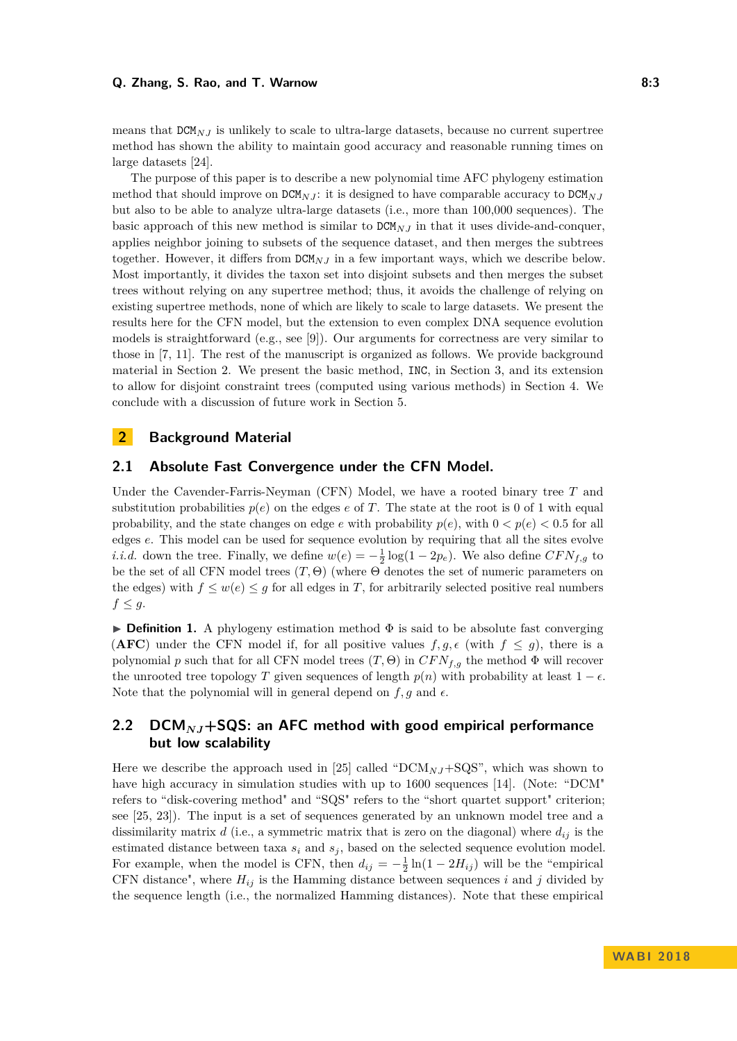means that $\texttt{DCM}_{NJ}$ is unlikely to scale to ultra-large datasets, because no current supertree method has shown the ability to maintain good accuracy and reasonable running times on large datasets [24].

The purpose of this paper is to describe a new polynomial time AFC phylogeny estimation method that should improve on $\texttt{DCM}_{NJ}$: it is designed to have comparable accuracy to $\texttt{DCM}_{NJ}$ but also to be able to analyze ultra-large datasets (i.e., more than 100,000 sequences). The basic approach of this new method is similar to $\texttt{DCM}_{NJ}$ in that it uses divide-and-conquer, applies neighbor joining to subsets of the sequence dataset, and then merges the subtrees together. However, it differs from $\texttt{DCM}_{NJ}$ in a few important ways, which we describe below. Most importantly, it divides the taxon set into disjoint subsets and then merges the subset trees without relying on any supertree method; thus, it avoids the challenge of relying on existing supertree methods, none of which are likely to scale to large datasets. We present the results here for the CFN model, but the extension to even complex DNA sequence evolution models is straightforward (e.g., see [9]). Our arguments for correctness are very similar to those in [7, 11]. The rest of the manuscript is organized as follows. We provide background material in Section 2. We present the basic method, `INC`, in Section 3, and its extension to allow for disjoint constraint trees (computed using various methods) in Section 4. We conclude with a discussion of future work in Section 5.

## 2 Background Material

### 2.1 Absolute Fast Convergence under the CFN Model.

Under the Cavender-Farris-Neyman (CFN) Model, we have a rooted binary tree $T$ and substitution probabilities $p(e)$ on the edges $e$ of $T$. The state at the root is 0 of 1 with equal probability, and the state changes on edge $e$ with probability $p(e)$, with $0 < p(e) < 0.5$ for all edges $e$. This model can be used for sequence evolution by requiring that all the sites evolve *i.i.d.* down the tree. Finally, we define $w(e) = -\frac{1}{2}\log(1 - 2p_e)$. We also define $CFN_{f,g}$ to be the set of all CFN model trees $(T, \Theta)$ (where $\Theta$ denotes the set of numeric parameters on the edges) with $f \leq w(e) \leq g$ for all edges in $T$, for arbitrarily selected positive real numbers $f \leq g$.

▶ **Definition 1.** A phylogeny estimation method $\Phi$ is said to be absolute fast converging (**AFC**) under the CFN model if, for all positive values $f, g, \epsilon$ (with $f \leq g$), there is a polynomial $p$ such that for all CFN model trees $(T, \Theta)$ in $CFN_{f,g}$ the method $\Phi$ will recover the unrooted tree topology $T$ given sequences of length $p(n)$ with probability at least $1 - \epsilon$. Note that the polynomial will in general depend on $f, g$ and $\epsilon$.

### 2.2 DCM$_{NJ}$+SQS: an AFC method with good empirical performance but low scalability

Here we describe the approach used in [25] called "DCM$_{NJ}$+SQS", which was shown to have high accuracy in simulation studies with up to 1600 sequences [14]. (Note: "DCM" refers to "disk-covering method" and "SQS" refers to the "short quartet support" criterion; see [25, 23]). The input is a set of sequences generated by an unknown model tree and a dissimilarity matrix $d$ (i.e., a symmetric matrix that is zero on the diagonal) where $d_{ij}$ is the estimated distance between taxa $s_i$ and $s_j$, based on the selected sequence evolution model. For example, when the model is CFN, then $d_{ij} = -\frac{1}{2}\ln(1 - 2H_{ij})$ will be the "empirical CFN distance", where $H_{ij}$ is the Hamming distance between sequences $i$ and $j$ divided by the sequence length (i.e., the normalized Hamming distances). Note that these empirical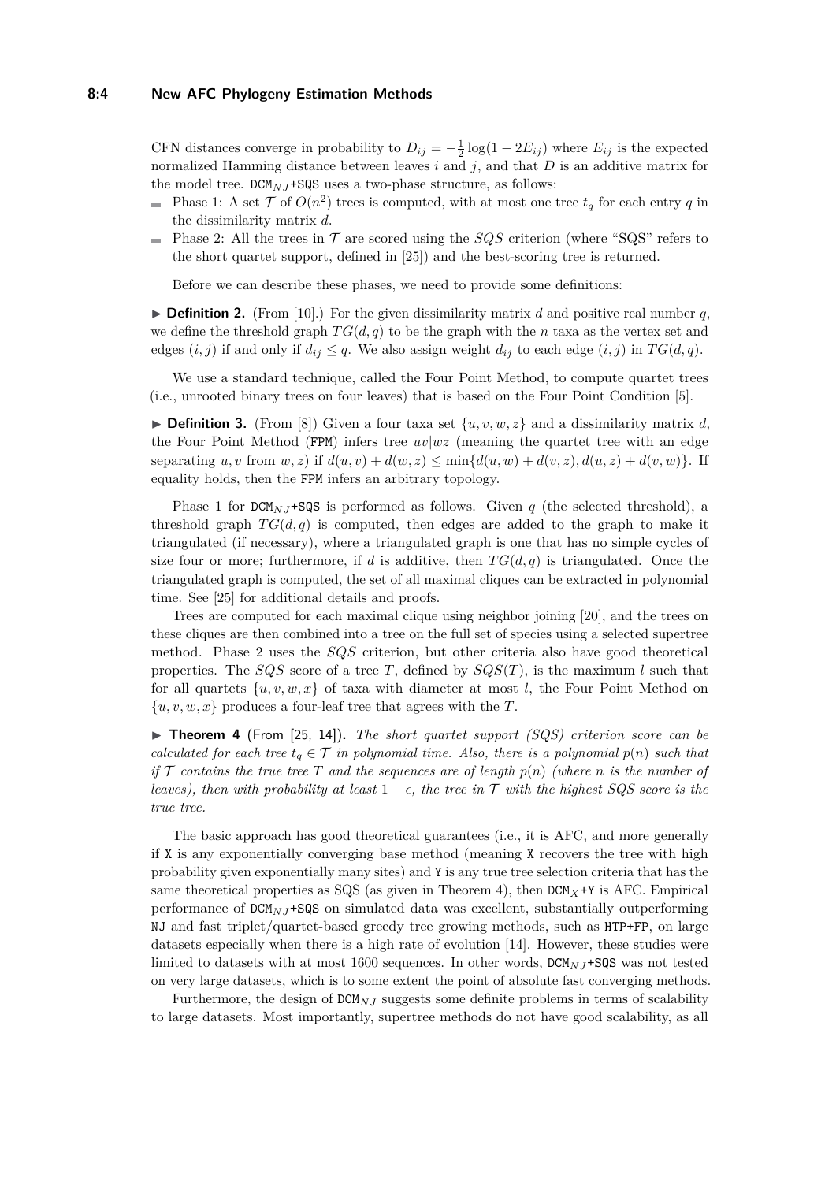CFN distances converge in probability to $D_{ij} = -\frac{1}{2}\log(1 - 2E_{ij})$ where $E_{ij}$ is the expected normalized Hamming distance between leaves $i$ and $j$, and that $D$ is an additive matrix for the model tree. $\texttt{DCM}_{NJ}$+SQS uses a two-phase structure, as follows:

- Phase 1: A set $\mathcal{T}$ of $O(n^2)$ trees is computed, with at most one tree $t_q$ for each entry $q$ in the dissimilarity matrix $d$.
- Phase 2: All the trees in $\mathcal{T}$ are scored using the $SQS$ criterion (where "SQS" refers to the short quartet support, defined in [25]) and the best-scoring tree is returned.

Before we can describe these phases, we need to provide some definitions:

▶ **Definition 2.** (From [10].) For the given dissimilarity matrix $d$ and positive real number $q$, we define the threshold graph $TG(d, q)$ to be the graph with the $n$ taxa as the vertex set and edges $(i, j)$ if and only if $d_{ij} \leq q$. We also assign weight $d_{ij}$ to each edge $(i, j)$ in $TG(d, q)$.

We use a standard technique, called the Four Point Method, to compute quartet trees (i.e., unrooted binary trees on four leaves) that is based on the Four Point Condition [5].

▶ **Definition 3.** (From [8]) Given a four taxa set $\{u, v, w, z\}$ and a dissimilarity matrix $d$, the Four Point Method (FPM) infers tree $uv|wz$ (meaning the quartet tree with an edge separating $u, v$ from $w, z$) if $d(u, v) + d(w, z) \leq \min\{d(u, w) + d(v, z), d(u, z) + d(v, w)\}$. If equality holds, then the FPM infers an arbitrary topology.

Phase 1 for $\texttt{DCM}_{NJ}$+SQS is performed as follows. Given $q$ (the selected threshold), a threshold graph $TG(d, q)$ is computed, then edges are added to the graph to make it triangulated (if necessary), where a triangulated graph is one that has no simple cycles of size four or more; furthermore, if $d$ is additive, then $TG(d, q)$ is triangulated. Once the triangulated graph is computed, the set of all maximal cliques can be extracted in polynomial time. See [25] for additional details and proofs.

Trees are computed for each maximal clique using neighbor joining [20], and the trees on these cliques are then combined into a tree on the full set of species using a selected supertree method. Phase 2 uses the $SQS$ criterion, but other criteria also have good theoretical properties. The $SQS$ score of a tree $T$, defined by $SQS(T)$, is the maximum $l$ such that for all quartets $\{u, v, w, x\}$ of taxa with diameter at most $l$, the Four Point Method on $\{u, v, w, x\}$ produces a four-leaf tree that agrees with the $T$.

▶ **Theorem 4** (From [25, 14]). *The short quartet support (SQS) criterion score can be calculated for each tree $t_q \in \mathcal{T}$ in polynomial time. Also, there is a polynomial $p(n)$ such that if $\mathcal{T}$ contains the true tree $T$ and the sequences are of length $p(n)$ (where $n$ is the number of leaves), then with probability at least $1 - \epsilon$, the tree in $\mathcal{T}$ with the highest SQS score is the true tree.*

The basic approach has good theoretical guarantees (i.e., it is AFC, and more generally if X is any exponentially converging base method (meaning X recovers the tree with high probability given exponentially many sites) and Y is any true tree selection criteria that has the same theoretical properties as SQS (as given in Theorem 4), then $\texttt{DCM}_X$+Y is AFC. Empirical performance of $\texttt{DCM}_{NJ}$+SQS on simulated data was excellent, substantially outperforming NJ and fast triplet/quartet-based greedy tree growing methods, such as HTP+FP, on large datasets especially when there is a high rate of evolution [14]. However, these studies were limited to datasets with at most 1600 sequences. In other words, $\texttt{DCM}_{NJ}$+SQS was not tested on very large datasets, which is to some extent the point of absolute fast converging methods.

Furthermore, the design of $\texttt{DCM}_{NJ}$ suggests some definite problems in terms of scalability to large datasets. Most importantly, supertree methods do not have good scalability, as all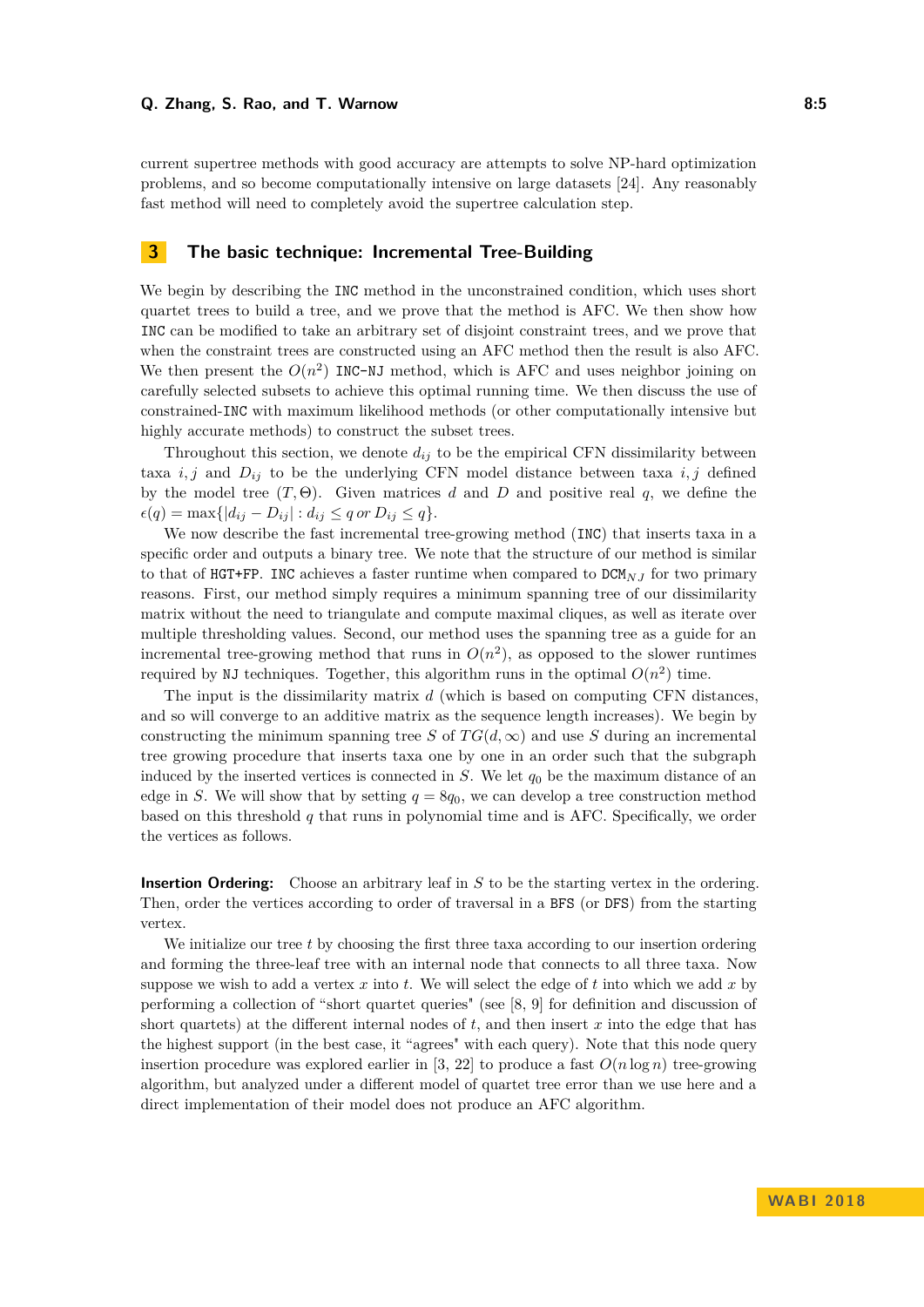current supertree methods with good accuracy are attempts to solve NP-hard optimization problems, and so become computationally intensive on large datasets [24]. Any reasonably fast method will need to completely avoid the supertree calculation step.

# 3 The basic technique: Incremental Tree-Building

We begin by describing the INC method in the unconstrained condition, which uses short quartet trees to build a tree, and we prove that the method is AFC. We then show how INC can be modified to take an arbitrary set of disjoint constraint trees, and we prove that when the constraint trees are constructed using an AFC method then the result is also AFC. We then present the $O(n^2)$ INC-NJ method, which is AFC and uses neighbor joining on carefully selected subsets to achieve this optimal running time. We then discuss the use of constrained-INC with maximum likelihood methods (or other computationally intensive but highly accurate methods) to construct the subset trees.

Throughout this section, we denote $d_{ij}$ to be the empirical CFN dissimilarity between taxa $i, j$ and $D_{ij}$ to be the underlying CFN model distance between taxa $i, j$ defined by the model tree $(T, \Theta)$. Given matrices $d$ and $D$ and positive real $q$, we define the $\epsilon(q) = \max\{|d_{ij} - D_{ij}| : d_{ij} \leq q \text{ or } D_{ij} \leq q\}$.

We now describe the fast incremental tree-growing method (INC) that inserts taxa in a specific order and outputs a binary tree. We note that the structure of our method is similar to that of HGT+FP. INC achieves a faster runtime when compared to DCM$_{NJ}$ for two primary reasons. First, our method simply requires a minimum spanning tree of our dissimilarity matrix without the need to triangulate and compute maximal cliques, as well as iterate over multiple thresholding values. Second, our method uses the spanning tree as a guide for an incremental tree-growing method that runs in $O(n^2)$, as opposed to the slower runtimes required by NJ techniques. Together, this algorithm runs in the optimal $O(n^2)$ time.

The input is the dissimilarity matrix $d$ (which is based on computing CFN distances, and so will converge to an additive matrix as the sequence length increases). We begin by constructing the minimum spanning tree $S$ of $TG(d, \infty)$ and use $S$ during an incremental tree growing procedure that inserts taxa one by one in an order such that the subgraph induced by the inserted vertices is connected in $S$. We let $q_0$ be the maximum distance of an edge in $S$. We will show that by setting $q = 8q_0$, we can develop a tree construction method based on this threshold $q$ that runs in polynomial time and is AFC. Specifically, we order the vertices as follows.

**Insertion Ordering:** Choose an arbitrary leaf in $S$ to be the starting vertex in the ordering. Then, order the vertices according to order of traversal in a BFS (or DFS) from the starting vertex.

We initialize our tree $t$ by choosing the first three taxa according to our insertion ordering and forming the three-leaf tree with an internal node that connects to all three taxa. Now suppose we wish to add a vertex $x$ into $t$. We will select the edge of $t$ into which we add $x$ by performing a collection of "short quartet queries" (see [8, 9] for definition and discussion of short quartets) at the different internal nodes of $t$, and then insert $x$ into the edge that has the highest support (in the best case, it "agrees" with each query). Note that this node query insertion procedure was explored earlier in [3, 22] to produce a fast $O(n \log n)$ tree-growing algorithm, but analyzed under a different model of quartet tree error than we use here and a direct implementation of their model does not produce an AFC algorithm.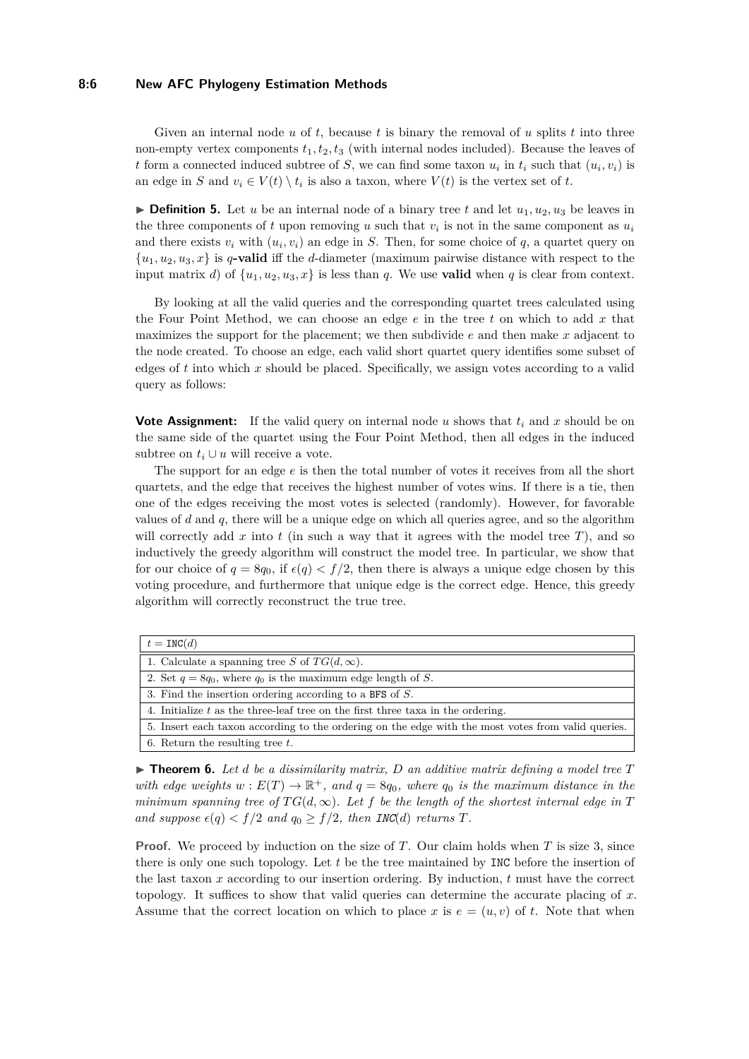Given an internal node $u$ of $t$, because $t$ is binary the removal of $u$ splits $t$ into three non-empty vertex components $t_1, t_2, t_3$ (with internal nodes included). Because the leaves of $t$ form a connected induced subtree of $S$, we can find some taxon $u_i$ in $t_i$ such that $(u_i, v_i)$ is an edge in $S$ and $v_i \in V(t) \setminus t_i$ is also a taxon, where $V(t)$ is the vertex set of $t$.

▶ **Definition 5.** Let $u$ be an internal node of a binary tree $t$ and let $u_1, u_2, u_3$ be leaves in the three components of $t$ upon removing $u$ such that $v_i$ is not in the same component as $u_i$ and there exists $v_i$ with $(u_i, v_i)$ an edge in $S$. Then, for some choice of $q$, a quartet query on $\{u_1, u_2, u_3, x\}$ is $q$**-valid** iff the $d$-diameter (maximum pairwise distance with respect to the input matrix $d$) of $\{u_1, u_2, u_3, x\}$ is less than $q$. We use **valid** when $q$ is clear from context.

By looking at all the valid queries and the corresponding quartet trees calculated using the Four Point Method, we can choose an edge $e$ in the tree $t$ on which to add $x$ that maximizes the support for the placement; we then subdivide $e$ and then make $x$ adjacent to the node created. To choose an edge, each valid short quartet query identifies some subset of edges of $t$ into which $x$ should be placed. Specifically, we assign votes according to a valid query as follows:

**Vote Assignment:** If the valid query on internal node $u$ shows that $t_i$ and $x$ should be on the same side of the quartet using the Four Point Method, then all edges in the induced subtree on $t_i \cup u$ will receive a vote.

The support for an edge $e$ is then the total number of votes it receives from all the short quartets, and the edge that receives the highest number of votes wins. If there is a tie, then one of the edges receiving the most votes is selected (randomly). However, for favorable values of $d$ and $q$, there will be a unique edge on which all queries agree, and so the algorithm will correctly add $x$ into $t$ (in such a way that it agrees with the model tree $T$), and so inductively the greedy algorithm will construct the model tree. In particular, we show that for our choice of $q = 8q_0$, if $\epsilon(q) < f/2$, then there is always a unique edge chosen by this voting procedure, and furthermore that unique edge is the correct edge. Hence, this greedy algorithm will correctly reconstruct the true tree.

| $t = \texttt{INC}(d)$ |
|---|
| 1. Calculate a spanning tree $S$ of $TG(d, \infty)$. |
| 2. Set $q = 8q_0$, where $q_0$ is the maximum edge length of $S$. |
| 3. Find the insertion ordering according to a BFS of $S$. |
| 4. Initialize $t$ as the three-leaf tree on the first three taxa in the ordering. |
| 5. Insert each taxon according to the ordering on the edge with the most votes from valid queries. |
| 6. Return the resulting tree $t$. |

▶ **Theorem 6.** *Let $d$ be a dissimilarity matrix, $D$ an additive matrix defining a model tree $T$ with edge weights $w : E(T) \to \mathbb{R}^+$, and $q = 8q_0$, where $q_0$ is the maximum distance in the minimum spanning tree of $TG(d, \infty)$. Let $f$ be the length of the shortest internal edge in $T$ and suppose $\epsilon(q) < f/2$ and $q_0 \geq f/2$, then INC($d$) returns $T$.*

**Proof.** We proceed by induction on the size of $T$. Our claim holds when $T$ is size 3, since there is only one such topology. Let $t$ be the tree maintained by INC before the insertion of the last taxon $x$ according to our insertion ordering. By induction, $t$ must have the correct topology. It suffices to show that valid queries can determine the accurate placing of $x$. Assume that the correct location on which to place $x$ is $e = (u, v)$ of $t$. Note that when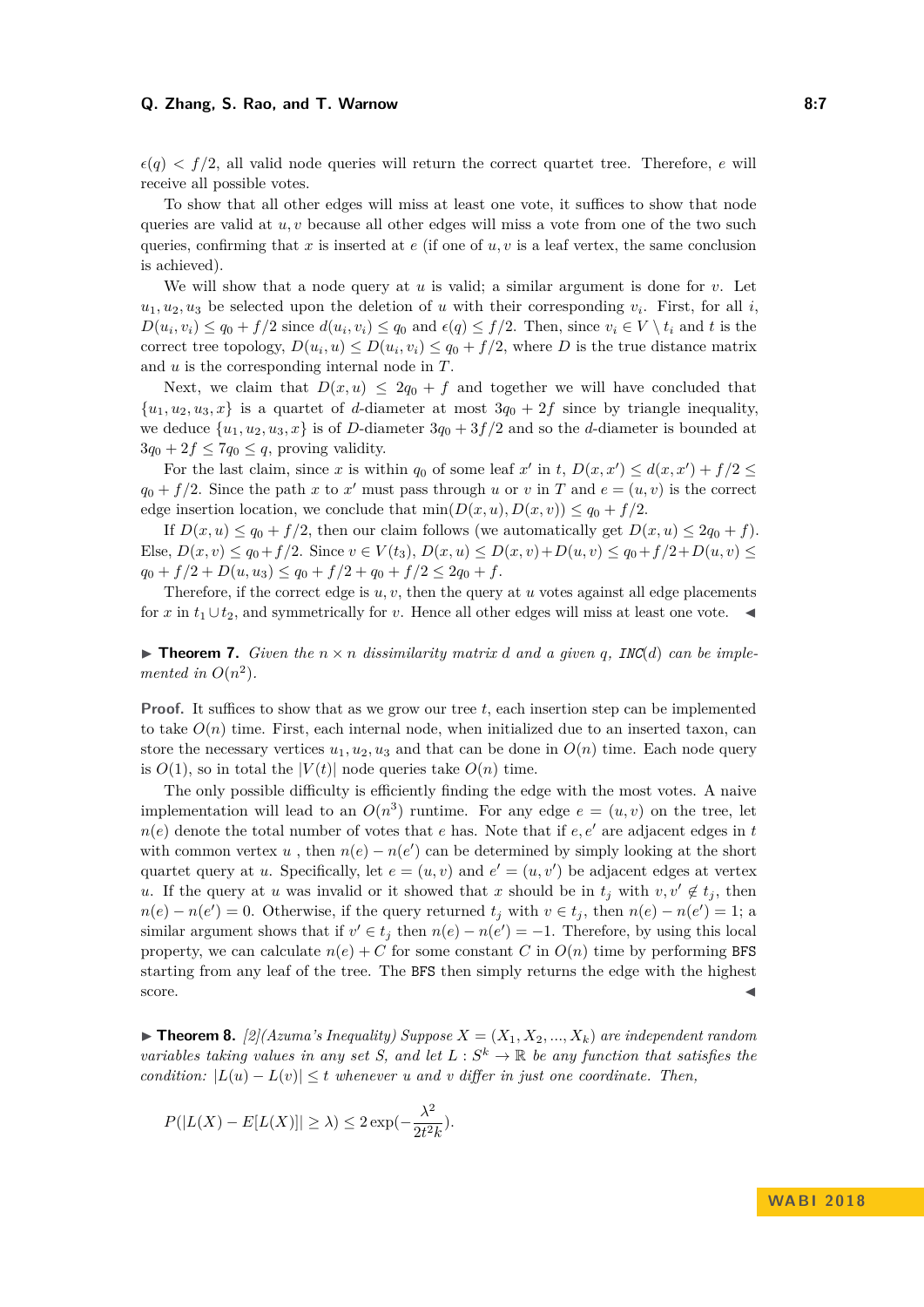$\epsilon(q) < f/2$, all valid node queries will return the correct quartet tree. Therefore, $e$ will receive all possible votes.

To show that all other edges will miss at least one vote, it suffices to show that node queries are valid at $u, v$ because all other edges will miss a vote from one of the two such queries, confirming that $x$ is inserted at $e$ (if one of $u, v$ is a leaf vertex, the same conclusion is achieved).

We will show that a node query at $u$ is valid; a similar argument is done for $v$. Let $u_1, u_2, u_3$ be selected upon the deletion of $u$ with their corresponding $v_i$. First, for all $i$, $D(u_i, v_i) \leq q_0 + f/2$ since $d(u_i, v_i) \leq q_0$ and $\epsilon(q) \leq f/2$. Then, since $v_i \in V \setminus t_i$ and $t$ is the correct tree topology, $D(u_i, u) \leq D(u_i, v_i) \leq q_0 + f/2$, where $D$ is the true distance matrix and $u$ is the corresponding internal node in $T$.

Next, we claim that $D(x, u) \leq 2q_0 + f$ and together we will have concluded that $\{u_1, u_2, u_3, x\}$ is a quartet of $d$-diameter at most $3q_0 + 2f$ since by triangle inequality, we deduce $\{u_1, u_2, u_3, x\}$ is of $D$-diameter $3q_0 + 3f/2$ and so the $d$-diameter is bounded at $3q_0 + 2f \leq 7q_0 \leq q$, proving validity.

For the last claim, since $x$ is within $q_0$ of some leaf $x'$ in $t$, $D(x, x') \leq d(x, x') + f/2 \leq q_0 + f/2$. Since the path $x$ to $x'$ must pass through $u$ or $v$ in $T$ and $e = (u, v)$ is the correct edge insertion location, we conclude that $\min(D(x, u), D(x, v)) \leq q_0 + f/2$.

If $D(x, u) \leq q_0 + f/2$, then our claim follows (we automatically get $D(x, u) \leq 2q_0 + f$). Else, $D(x, v) \leq q_0 + f/2$. Since $v \in V(t_3)$, $D(x, u) \leq D(x, v) + D(u, v) \leq q_0 + f/2 + D(u, v) \leq q_0 + f/2 + D(u, u_3) \leq q_0 + f/2 + q_0 + f/2 \leq 2q_0 + f$.

Therefore, if the correct edge is $u, v$, then the query at $u$ votes against all edge placements for $x$ in $t_1 \cup t_2$, and symmetrically for $v$. Hence all other edges will miss at least one vote. ◀

▶ **Theorem 7.** *Given the $n \times n$ dissimilarity matrix $d$ and a given $q$, INC($d$) can be implemented in $O(n^2)$.*

**Proof.** It suffices to show that as we grow our tree $t$, each insertion step can be implemented to take $O(n)$ time. First, each internal node, when initialized due to an inserted taxon, can store the necessary vertices $u_1, u_2, u_3$ and that can be done in $O(n)$ time. Each node query is $O(1)$, so in total the $|V(t)|$ node queries take $O(n)$ time.

The only possible difficulty is efficiently finding the edge with the most votes. A naive implementation will lead to an $O(n^3)$ runtime. For any edge $e = (u, v)$ on the tree, let $n(e)$ denote the total number of votes that $e$ has. Note that if $e, e'$ are adjacent edges in $t$ with common vertex $u$, then $n(e) - n(e')$ can be determined by simply looking at the short quartet query at $u$. Specifically, let $e = (u, v)$ and $e' = (u, v')$ be adjacent edges at vertex $u$. If the query at $u$ was invalid or it showed that $x$ should be in $t_j$ with $v, v' \notin t_j$, then $n(e) - n(e') = 0$. Otherwise, if the query returned $t_j$ with $v \in t_j$, then $n(e) - n(e') = 1$; a similar argument shows that if $v' \in t_j$ then $n(e) - n(e') = -1$. Therefore, by using this local property, we can calculate $n(e) + C$ for some constant $C$ in $O(n)$ time by performing BFS starting from any leaf of the tree. The BFS then simply returns the edge with the highest score. ◀

▶ **Theorem 8.** *[2](Azuma's Inequality) Suppose $X = (X_1, X_2, ..., X_k)$ are independent random variables taking values in any set $S$, and let $L : S^k \to \mathbb{R}$ be any function that satisfies the condition: $|L(u) - L(v)| \leq t$ whenever $u$ and $v$ differ in just one coordinate. Then,*

$$P(|L(X) - E[L(X)]| \geq \lambda) \leq 2\exp(-\frac{\lambda^2}{2t^2k}).$$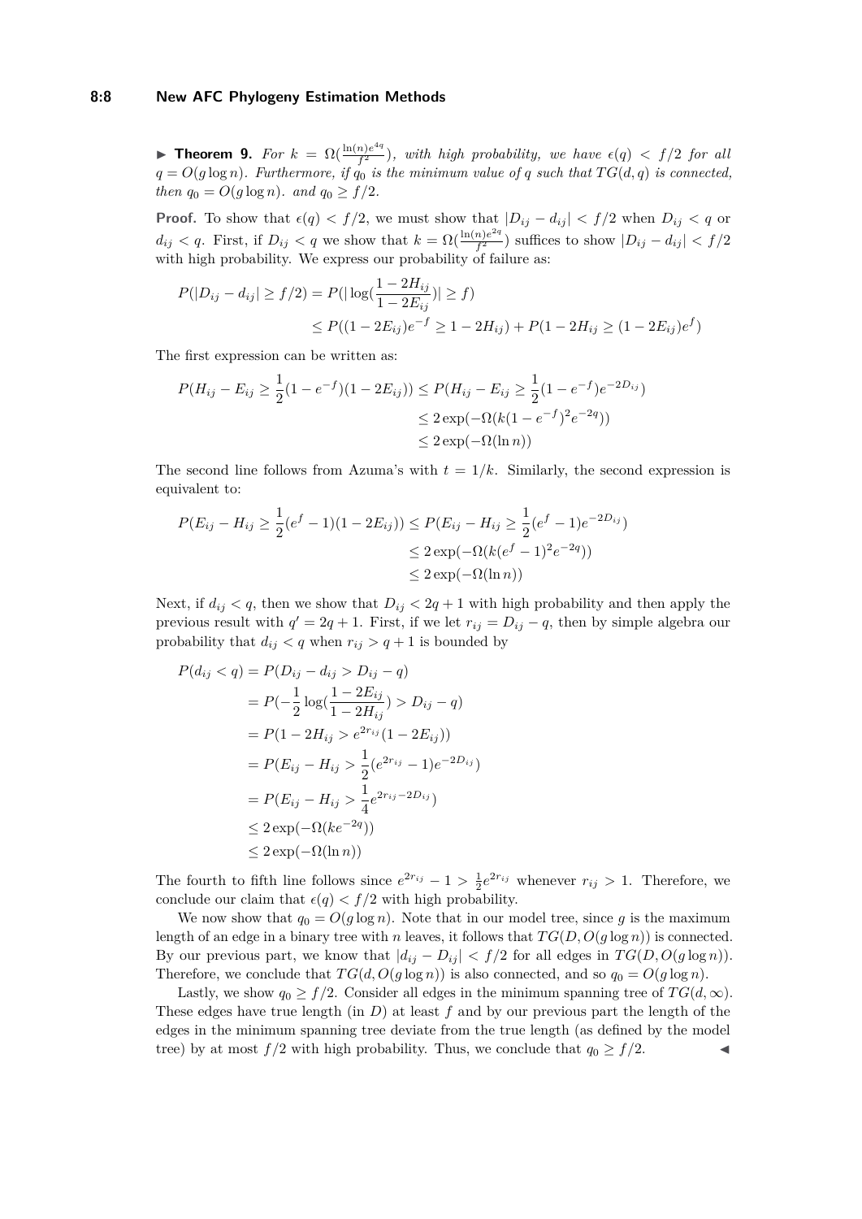**▶ Theorem 9.** *For $k = \Omega(\frac{\ln(n)e^{4q}}{f^2})$, with high probability, we have $\epsilon(q) < f/2$ for all $q = O(g \log n)$. Furthermore, if $q_0$ is the minimum value of $q$ such that $TG(d, q)$ is connected, then $q_0 = O(g \log n)$. and $q_0 \geq f/2$.*

**Proof.** To show that $\epsilon(q) < f/2$, we must show that $|D_{ij} - d_{ij}| < f/2$ when $D_{ij} < q$ or $d_{ij} < q$. First, if $D_{ij} < q$ we show that $k = \Omega(\frac{\ln(n)e^{2q}}{f^2})$ suffices to show $|D_{ij} - d_{ij}| < f/2$ with high probability. We express our probability of failure as:

$$
\begin{aligned}
P(|D_{ij} - d_{ij}| \geq f/2) &= P(|\log(\frac{1-2H_{ij}}{1-2E_{ij}})| \geq f) \\
&\leq P((1-2E_{ij})e^{-f} \geq 1 - 2H_{ij}) + P(1 - 2H_{ij} \geq (1-2E_{ij})e^{f})
\end{aligned}
$$

The first expression can be written as:

$$
\begin{aligned}
P(H_{ij} - E_{ij} \geq \frac{1}{2}(1-e^{-f})(1-2E_{ij})) &\leq P(H_{ij} - E_{ij} \geq \frac{1}{2}(1-e^{-f})e^{-2D_{ij}}) \\
&\leq 2\exp(-\Omega(k(1-e^{-f})^2 e^{-2q})) \\
&\leq 2\exp(-\Omega(\ln n))
\end{aligned}
$$

The second line follows from Azuma's with $t = 1/k$. Similarly, the second expression is equivalent to:

$$
\begin{aligned}
P(E_{ij} - H_{ij} \geq \frac{1}{2}(e^{f}-1)(1-2E_{ij})) &\leq P(E_{ij} - H_{ij} \geq \frac{1}{2}(e^{f}-1)e^{-2D_{ij}}) \\
&\leq 2\exp(-\Omega(k(e^{f}-1)^2 e^{-2q})) \\
&\leq 2\exp(-\Omega(\ln n))
\end{aligned}
$$

Next, if $d_{ij} < q$, then we show that $D_{ij} < 2q + 1$ with high probability and then apply the previous result with $q' = 2q + 1$. First, if we let $r_{ij} = D_{ij} - q$, then by simple algebra our probability that $d_{ij} < q$ when $r_{ij} > q + 1$ is bounded by

$$
\begin{aligned}
P(d_{ij} < q) &= P(D_{ij} - d_{ij} > D_{ij} - q) \\
&= P(-\frac{1}{2}\log(\frac{1-2E_{ij}}{1-2H_{ij}}) > D_{ij} - q) \\
&= P(1 - 2H_{ij} > e^{2r_{ij}}(1-2E_{ij})) \\
&= P(E_{ij} - H_{ij} > \frac{1}{2}(e^{2r_{ij}} - 1)e^{-2D_{ij}}) \\
&= P(E_{ij} - H_{ij} > \frac{1}{4}e^{2r_{ij} - 2D_{ij}}) \\
&\leq 2\exp(-\Omega(ke^{-2q})) \\
&\leq 2\exp(-\Omega(\ln n))
\end{aligned}
$$

The fourth to fifth line follows since $e^{2r_{ij}} - 1 > \frac{1}{2}e^{2r_{ij}}$ whenever $r_{ij} > 1$. Therefore, we conclude our claim that $\epsilon(q) < f/2$ with high probability.

We now show that $q_0 = O(g \log n)$. Note that in our model tree, since $g$ is the maximum length of an edge in a binary tree with $n$ leaves, it follows that $TG(D, O(g \log n))$ is connected. By our previous part, we know that $|d_{ij} - D_{ij}| < f/2$ for all edges in $TG(D, O(g \log n))$. Therefore, we conclude that $TG(d, O(g \log n))$ is also connected, and so $q_0 = O(g \log n)$.

Lastly, we show $q_0 \geq f/2$. Consider all edges in the minimum spanning tree of $TG(d, \infty)$. These edges have true length (in $D$) at least $f$ and by our previous part the length of the edges in the minimum spanning tree deviate from the true length (as defined by the model tree) by at most $f/2$ with high probability. Thus, we conclude that $q_0 \geq f/2$. ◀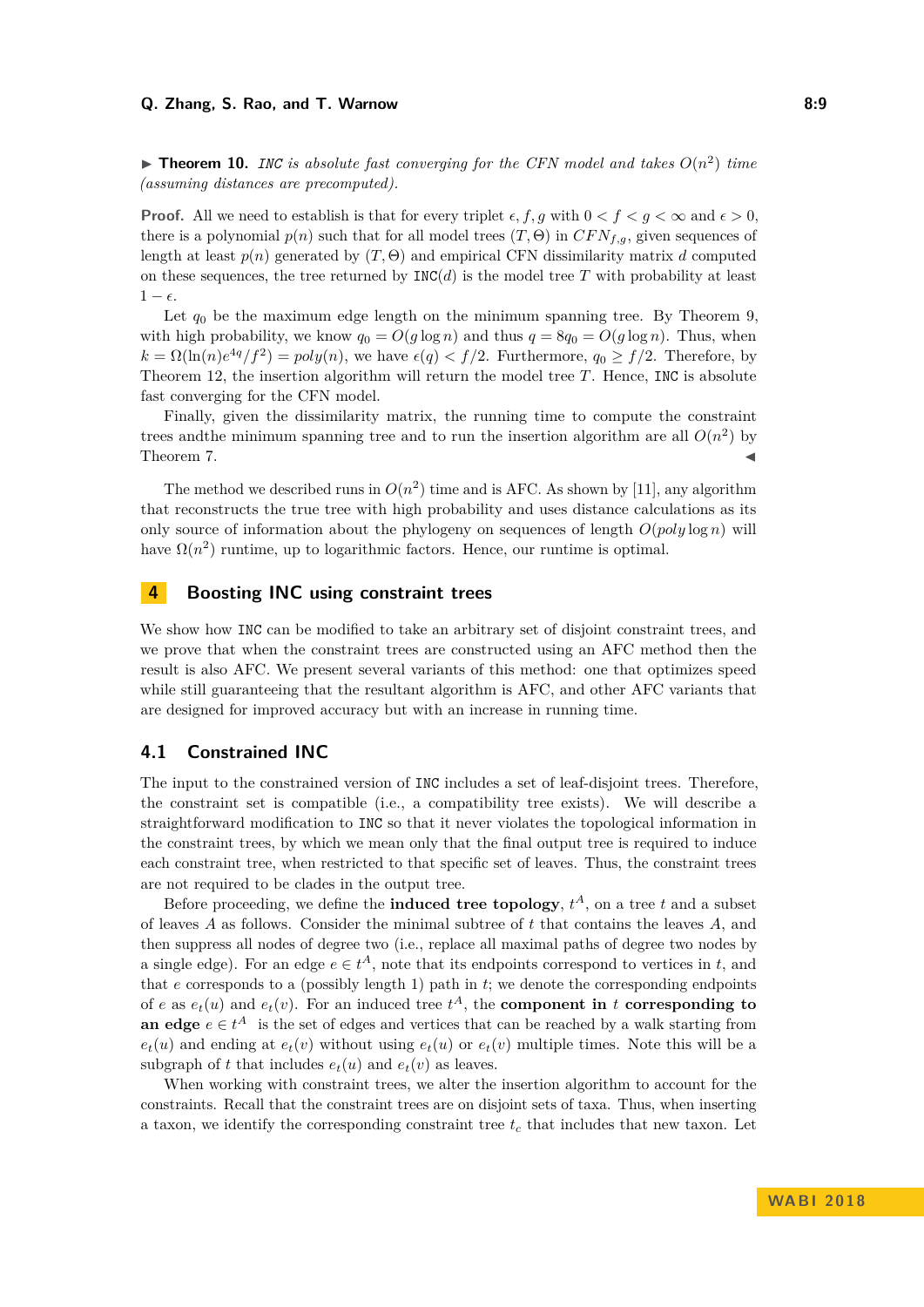▶ **Theorem 10.** *`INC` is absolute fast converging for the CFN model and takes $O(n^2)$ time (assuming distances are precomputed).*

**Proof.** All we need to establish is that for every triplet $\epsilon, f, g$ with $0 < f < g < \infty$ and $\epsilon > 0$, there is a polynomial $p(n)$ such that for all model trees $(T, \Theta)$ in $CFN_{f,g}$, given sequences of length at least $p(n)$ generated by $(T, \Theta)$ and empirical CFN dissimilarity matrix $d$ computed on these sequences, the tree returned by `INC`$(d)$ is the model tree $T$ with probability at least $1 - \epsilon$.

Let $q_0$ be the maximum edge length on the minimum spanning tree. By Theorem 9, with high probability, we know $q_0 = O(g \log n)$ and thus $q = 8q_0 = O(g \log n)$. Thus, when $k = \Omega(\ln(n)e^{4q}/f^2) = poly(n)$, we have $\epsilon(q) < f/2$. Furthermore, $q_0 \geq f/2$. Therefore, by Theorem 12, the insertion algorithm will return the model tree $T$. Hence, `INC` is absolute fast converging for the CFN model.

Finally, given the dissimilarity matrix, the running time to compute the constraint trees andthe minimum spanning tree and to run the insertion algorithm are all $O(n^2)$ by Theorem 7. ◀

The method we described runs in $O(n^2)$ time and is AFC. As shown by [11], any algorithm that reconstructs the true tree with high probability and uses distance calculations as its only source of information about the phylogeny on sequences of length $O(poly \log n)$ will have $\Omega(n^2)$ runtime, up to logarithmic factors. Hence, our runtime is optimal.

## 4 Boosting INC using constraint trees

We show how `INC` can be modified to take an arbitrary set of disjoint constraint trees, and we prove that when the constraint trees are constructed using an AFC method then the result is also AFC. We present several variants of this method: one that optimizes speed while still guaranteeing that the resultant algorithm is AFC, and other AFC variants that are designed for improved accuracy but with an increase in running time.

### 4.1 Constrained INC

The input to the constrained version of `INC` includes a set of leaf-disjoint trees. Therefore, the constraint set is compatible (i.e., a compatibility tree exists). We will describe a straightforward modification to `INC` so that it never violates the topological information in the constraint trees, by which we mean only that the final output tree is required to induce each constraint tree, when restricted to that specific set of leaves. Thus, the constraint trees are not required to be clades in the output tree.

Before proceeding, we define the **induced tree topology**, $t^A$, on a tree $t$ and a subset of leaves $A$ as follows. Consider the minimal subtree of $t$ that contains the leaves $A$, and then suppress all nodes of degree two (i.e., replace all maximal paths of degree two nodes by a single edge). For an edge $e \in t^A$, note that its endpoints correspond to vertices in $t$, and that $e$ corresponds to a (possibly length 1) path in $t$; we denote the corresponding endpoints of $e$ as $e_t(u)$ and $e_t(v)$. For an induced tree $t^A$, the **component in $t$ corresponding to an edge** $e \in t^A$ is the set of edges and vertices that can be reached by a walk starting from $e_t(u)$ and ending at $e_t(v)$ without using $e_t(u)$ or $e_t(v)$ multiple times. Note this will be a subgraph of $t$ that includes $e_t(u)$ and $e_t(v)$ as leaves.

When working with constraint trees, we alter the insertion algorithm to account for the constraints. Recall that the constraint trees are on disjoint sets of taxa. Thus, when inserting a taxon, we identify the corresponding constraint tree $t_c$ that includes that new taxon. Let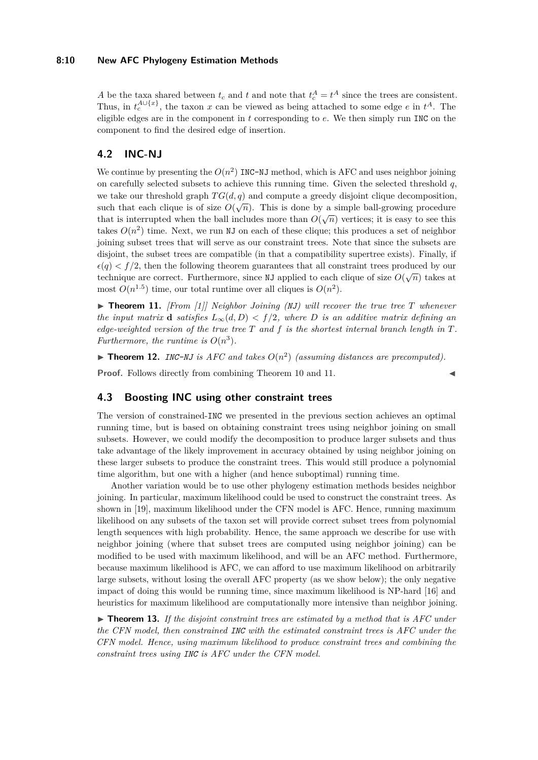$A$ be the taxa shared between $t_c$ and $t$ and note that $t_c^A = t^A$ since the trees are consistent. Thus, in $t_c^{A \cup \{x\}}$, the taxon $x$ can be viewed as being attached to some edge $e$ in $t^A$. The eligible edges are in the component in $t$ corresponding to $e$. We then simply run INC on the component to find the desired edge of insertion.

## 4.2 INC-NJ

We continue by presenting the $O(n^2)$ INC-NJ method, which is AFC and uses neighbor joining on carefully selected subsets to achieve this running time. Given the selected threshold $q$, we take our threshold graph $TG(d, q)$ and compute a greedy disjoint clique decomposition, such that each clique is of size $O(\sqrt{n})$. This is done by a simple ball-growing procedure that is interrupted when the ball includes more than $O(\sqrt{n})$ vertices; it is easy to see this takes $O(n^2)$ time. Next, we run NJ on each of these clique; this produces a set of neighbor joining subset trees that will serve as our constraint trees. Note that since the subsets are disjoint, the subset trees are compatible (in that a compatibility supertree exists). Finally, if $\epsilon(q) < f/2$, then the following theorem guarantees that all constraint trees produced by our technique are correct. Furthermore, since NJ applied to each clique of size $O(\sqrt{n})$ takes at most $O(n^{1.5})$ time, our total runtime over all cliques is $O(n^2)$.

▶ **Theorem 11.** *[From [1]] Neighbor Joining (NJ) will recover the true tree $T$ whenever the input matrix $\mathbf{d}$ satisfies $L_\infty(d, D) < f/2$, where $D$ is an additive matrix defining an edge-weighted version of the true tree $T$ and $f$ is the shortest internal branch length in $T$. Furthermore, the runtime is $O(n^3)$.*

▶ **Theorem 12.** *INC-NJ is AFC and takes $O(n^2)$ (assuming distances are precomputed).*

**Proof.** Follows directly from combining Theorem 10 and 11. ◀

## 4.3 Boosting INC using other constraint trees

The version of constrained-INC we presented in the previous section achieves an optimal running time, but is based on obtaining constraint trees using neighbor joining on small subsets. However, we could modify the decomposition to produce larger subsets and thus take advantage of the likely improvement in accuracy obtained by using neighbor joining on these larger subsets to produce the constraint trees. This would still produce a polynomial time algorithm, but one with a higher (and hence suboptimal) running time.

Another variation would be to use other phylogeny estimation methods besides neighbor joining. In particular, maximum likelihood could be used to construct the constraint trees. As shown in [19], maximum likelihood under the CFN model is AFC. Hence, running maximum likelihood on any subsets of the taxon set will provide correct subset trees from polynomial length sequences with high probability. Hence, the same approach we describe for use with neighbor joining (where that subset trees are computed using neighbor joining) can be modified to be used with maximum likelihood, and will be an AFC method. Furthermore, because maximum likelihood is AFC, we can afford to use maximum likelihood on arbitrarily large subsets, without losing the overall AFC property (as we show below); the only negative impact of doing this would be running time, since maximum likelihood is NP-hard [16] and heuristics for maximum likelihood are computationally more intensive than neighbor joining.

▶ **Theorem 13.** *If the disjoint constraint trees are estimated by a method that is AFC under the CFN model, then constrained INC with the estimated constraint trees is AFC under the CFN model. Hence, using maximum likelihood to produce constraint trees and combining the constraint trees using INC is AFC under the CFN model.*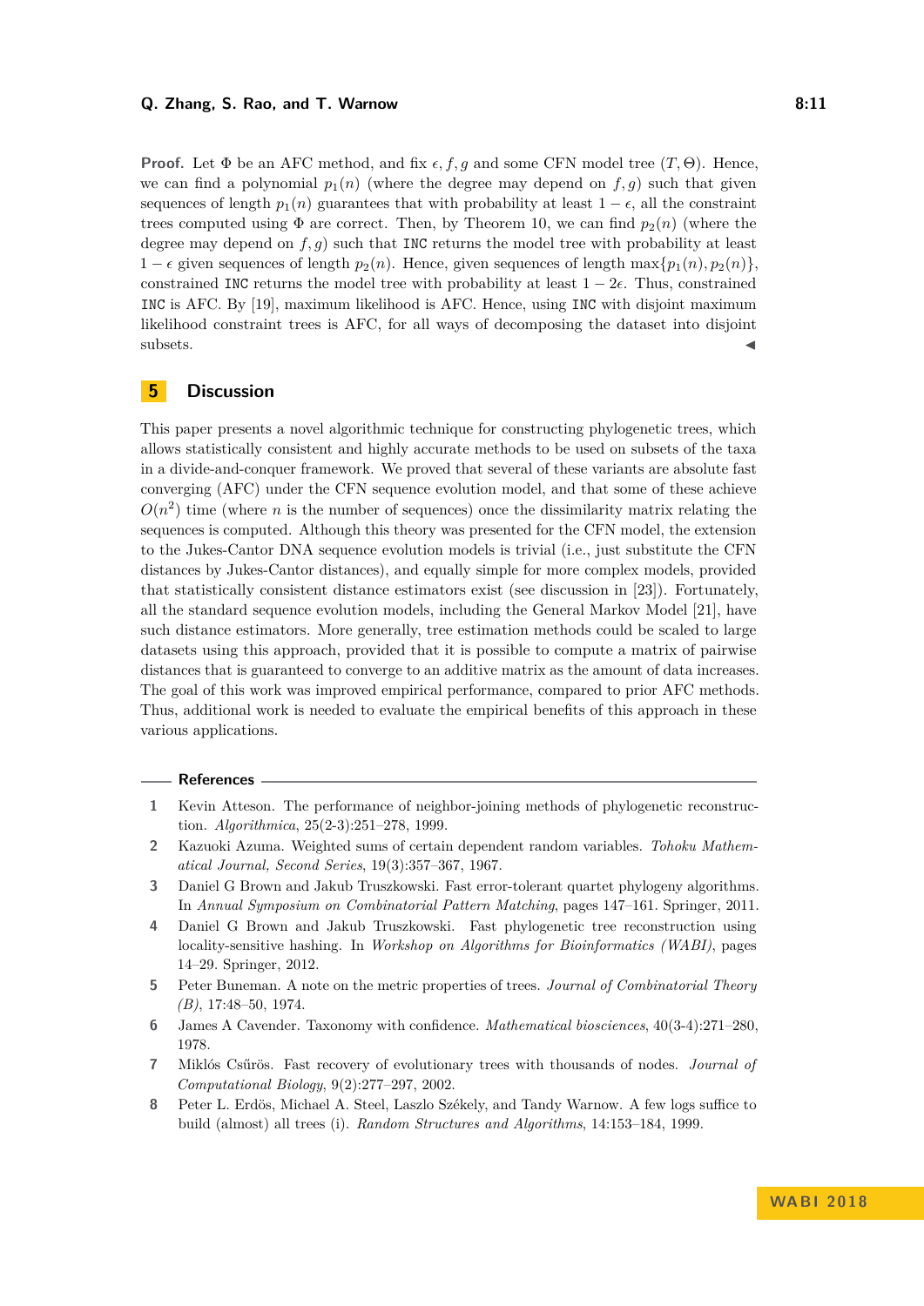**Proof.** Let $\Phi$ be an AFC method, and fix $\epsilon, f, g$ and some CFN model tree $(T, \Theta)$. Hence, we can find a polynomial $p_1(n)$ (where the degree may depend on $f, g$) such that given sequences of length $p_1(n)$ guarantees that with probability at least $1 - \epsilon$, all the constraint trees computed using $\Phi$ are correct. Then, by Theorem 10, we can find $p_2(n)$ (where the degree may depend on $f, g$) such that `INC` returns the model tree with probability at least $1 - \epsilon$ given sequences of length $p_2(n)$. Hence, given sequences of length $\max\{p_1(n), p_2(n)\}$, constrained `INC` returns the model tree with probability at least $1 - 2\epsilon$. Thus, constrained `INC` is AFC. By [19], maximum likelihood is AFC. Hence, using `INC` with disjoint maximum likelihood constraint trees is AFC, for all ways of decomposing the dataset into disjoint subsets. ◀

## 5 Discussion

This paper presents a novel algorithmic technique for constructing phylogenetic trees, which allows statistically consistent and highly accurate methods to be used on subsets of the taxa in a divide-and-conquer framework. We proved that several of these variants are absolute fast converging (AFC) under the CFN sequence evolution model, and that some of these achieve $O(n^2)$ time (where $n$ is the number of sequences) once the dissimilarity matrix relating the sequences is computed. Although this theory was presented for the CFN model, the extension to the Jukes-Cantor DNA sequence evolution models is trivial (i.e., just substitute the CFN distances by Jukes-Cantor distances), and equally simple for more complex models, provided that statistically consistent distance estimators exist (see discussion in [23]). Fortunately, all the standard sequence evolution models, including the General Markov Model [21], have such distance estimators. More generally, tree estimation methods could be scaled to large datasets using this approach, provided that it is possible to compute a matrix of pairwise distances that is guaranteed to converge to an additive matrix as the amount of data increases. The goal of this work was improved empirical performance, compared to prior AFC methods. Thus, additional work is needed to evaluate the empirical benefits of this approach in these various applications.

## References

1. Kevin Atteson. The performance of neighbor-joining methods of phylogenetic reconstruction. *Algorithmica*, 25(2-3):251–278, 1999.
2. Kazuoki Azuma. Weighted sums of certain dependent random variables. *Tohoku Mathematical Journal, Second Series*, 19(3):357–367, 1967.
3. Daniel G Brown and Jakub Truszkowski. Fast error-tolerant quartet phylogeny algorithms. In *Annual Symposium on Combinatorial Pattern Matching*, pages 147–161. Springer, 2011.
4. Daniel G Brown and Jakub Truszkowski. Fast phylogenetic tree reconstruction using locality-sensitive hashing. In *Workshop on Algorithms for Bioinformatics (WABI)*, pages 14–29. Springer, 2012.
5. Peter Buneman. A note on the metric properties of trees. *Journal of Combinatorial Theory (B)*, 17:48–50, 1974.
6. James A Cavender. Taxonomy with confidence. *Mathematical biosciences*, 40(3-4):271–280, 1978.
7. Miklós Csűrös. Fast recovery of evolutionary trees with thousands of nodes. *Journal of Computational Biology*, 9(2):277–297, 2002.
8. Peter L. Erdös, Michael A. Steel, Laszlo Székely, and Tandy Warnow. A few logs suffice to build (almost) all trees (i). *Random Structures and Algorithms*, 14:153–184, 1999.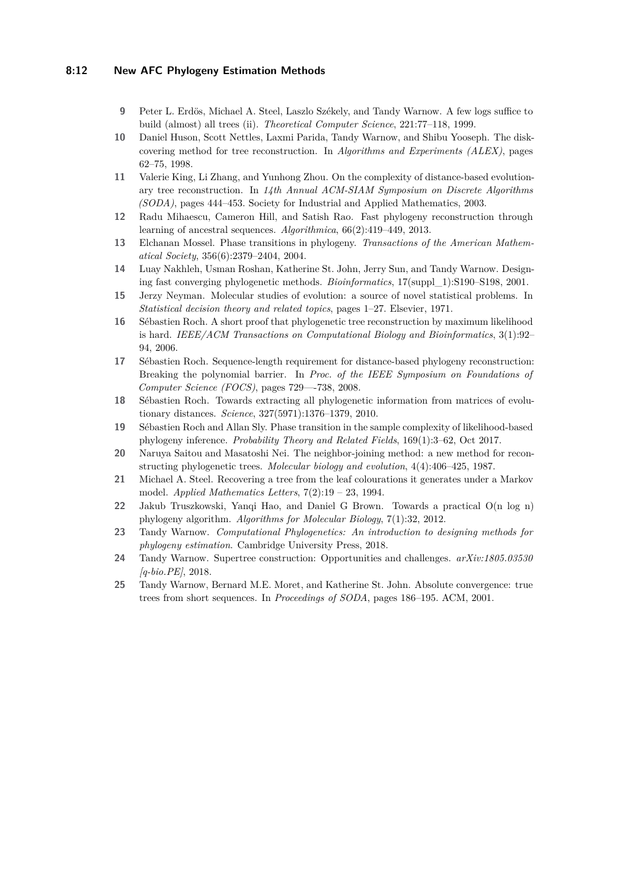9. Peter L. Erdös, Michael A. Steel, Laszlo Székely, and Tandy Warnow. A few logs suffice to build (almost) all trees (ii). *Theoretical Computer Science*, 221:77–118, 1999.
10. Daniel Huson, Scott Nettles, Laxmi Parida, Tandy Warnow, and Shibu Yooseph. The disk-covering method for tree reconstruction. In *Algorithms and Experiments (ALEX)*, pages 62–75, 1998.
11. Valerie King, Li Zhang, and Yunhong Zhou. On the complexity of distance-based evolutionary tree reconstruction. In *14th Annual ACM-SIAM Symposium on Discrete Algorithms (SODA)*, pages 444–453. Society for Industrial and Applied Mathematics, 2003.
12. Radu Mihaescu, Cameron Hill, and Satish Rao. Fast phylogeny reconstruction through learning of ancestral sequences. *Algorithmica*, 66(2):419–449, 2013.
13. Elchanan Mossel. Phase transitions in phylogeny. *Transactions of the American Mathematical Society*, 356(6):2379–2404, 2004.
14. Luay Nakhleh, Usman Roshan, Katherine St. John, Jerry Sun, and Tandy Warnow. Designing fast converging phylogenetic methods. *Bioinformatics*, 17(suppl_1):S190–S198, 2001.
15. Jerzy Neyman. Molecular studies of evolution: a source of novel statistical problems. In *Statistical decision theory and related topics*, pages 1–27. Elsevier, 1971.
16. Sébastien Roch. A short proof that phylogenetic tree reconstruction by maximum likelihood is hard. *IEEE/ACM Transactions on Computational Biology and Bioinformatics*, 3(1):92–94, 2006.
17. Sébastien Roch. Sequence-length requirement for distance-based phylogeny reconstruction: Breaking the polynomial barrier. In *Proc. of the IEEE Symposium on Foundations of Computer Science (FOCS)*, pages 729—-738, 2008.
18. Sébastien Roch. Towards extracting all phylogenetic information from matrices of evolutionary distances. *Science*, 327(5971):1376–1379, 2010.
19. Sébastien Roch and Allan Sly. Phase transition in the sample complexity of likelihood-based phylogeny inference. *Probability Theory and Related Fields*, 169(1):3–62, Oct 2017.
20. Naruya Saitou and Masatoshi Nei. The neighbor-joining method: a new method for reconstructing phylogenetic trees. *Molecular biology and evolution*, 4(4):406–425, 1987.
21. Michael A. Steel. Recovering a tree from the leaf colourations it generates under a Markov model. *Applied Mathematics Letters*, 7(2):19 – 23, 1994.
22. Jakub Truszkowski, Yanqi Hao, and Daniel G Brown. Towards a practical O(n log n) phylogeny algorithm. *Algorithms for Molecular Biology*, 7(1):32, 2012.
23. Tandy Warnow. *Computational Phylogenetics: An introduction to designing methods for phylogeny estimation*. Cambridge University Press, 2018.
24. Tandy Warnow. Supertree construction: Opportunities and challenges. *arXiv:1805.03530 [q-bio.PE]*, 2018.
25. Tandy Warnow, Bernard M.E. Moret, and Katherine St. John. Absolute convergence: true trees from short sequences. In *Proceedings of SODA*, pages 186–195. ACM, 2001.